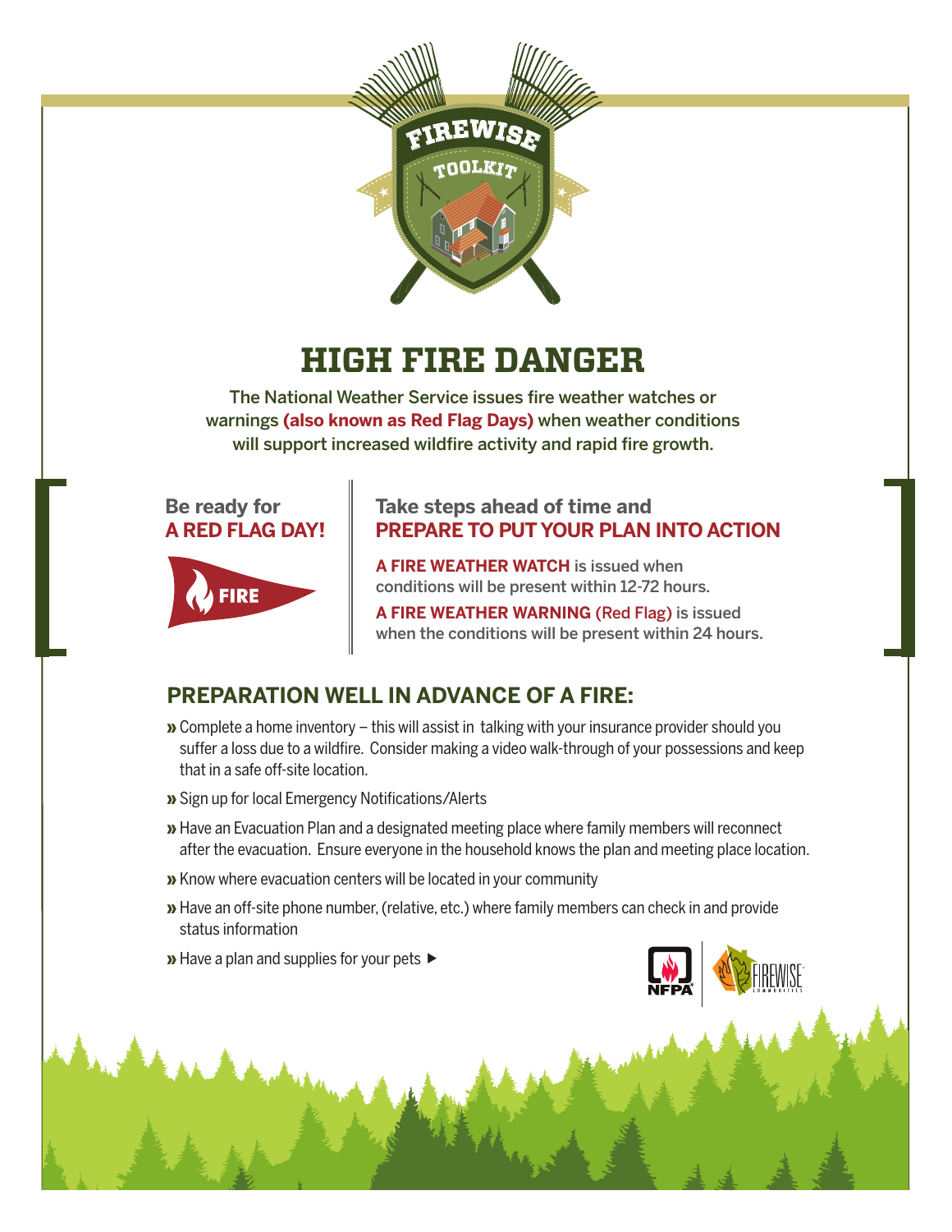FIREWISE TOOLKIT

# HIGH FIRE DANGER

**The National Weather Service issues fire weather watches or warnings (also known as Red Flag Days) when weather conditions will support increased wildfire activity and rapid fire growth.**

## Be ready for A RED FLAG DAY!

FIRE

## Take steps ahead of time and PREPARE TO PUT YOUR PLAN INTO ACTION

**A FIRE WEATHER WATCH** is issued when conditions will be present within 12-72 hours.

**A FIRE WEATHER WARNING (Red Flag)** is issued when the conditions will be present within 24 hours.

## PREPARATION WELL IN ADVANCE OF A FIRE:

- Complete a home inventory – this will assist in talking with your insurance provider should you suffer a loss due to a wildfire. Consider making a video walk-through of your possessions and keep that in a safe off-site location.
- Sign up for local Emergency Notifications/Alerts
- Have an Evacuation Plan and a designated meeting place where family members will reconnect after the evacuation. Ensure everyone in the household knows the plan and meeting place location.
- Know where evacuation centers will be located in your community
- Have an off-site phone number, (relative, etc.) where family members can check in and provide status information
- Have a plan and supplies for your pets ▶

NFPA | FIREWISE COMMUNITIES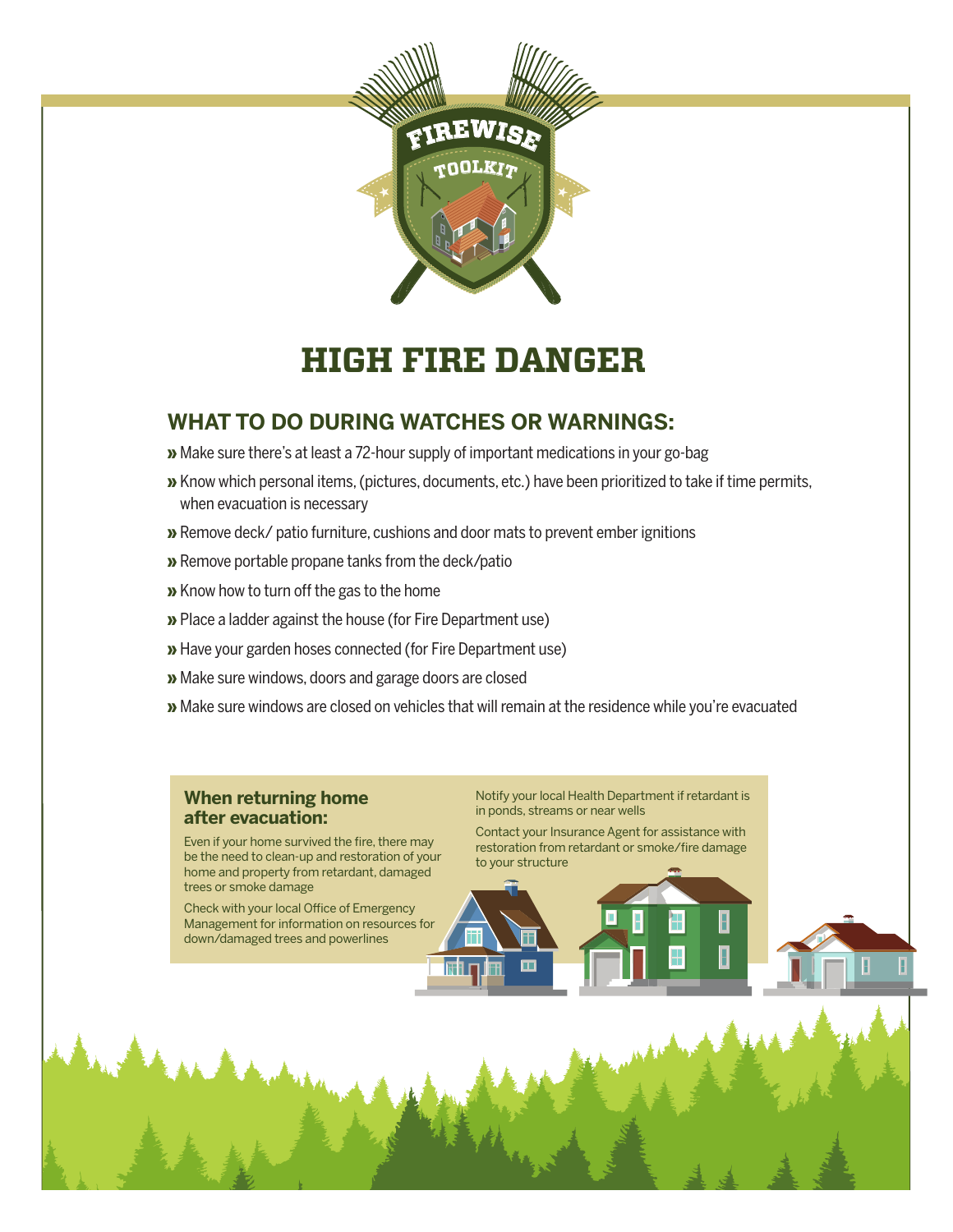FIREWISE

TOOLKIT

# HIGH FIRE DANGER

## WHAT TO DO DURING WATCHES OR WARNINGS:

- Make sure there's at least a 72-hour supply of important medications in your go-bag
- Know which personal items, (pictures, documents, etc.) have been prioritized to take if time permits, when evacuation is necessary
- Remove deck/ patio furniture, cushions and door mats to prevent ember ignitions
- Remove portable propane tanks from the deck/patio
- Know how to turn off the gas to the home
- Place a ladder against the house (for Fire Department use)
- Have your garden hoses connected (for Fire Department use)
- Make sure windows, doors and garage doors are closed
- Make sure windows are closed on vehicles that will remain at the residence while you're evacuated

### When returning home after evacuation:

Even if your home survived the fire, there may be the need to clean-up and restoration of your home and property from retardant, damaged trees or smoke damage

Check with your local Office of Emergency Management for information on resources for down/damaged trees and powerlines

Notify your local Health Department if retardant is in ponds, streams or near wells

Contact your Insurance Agent for assistance with restoration from retardant or smoke/fire damage to your structure